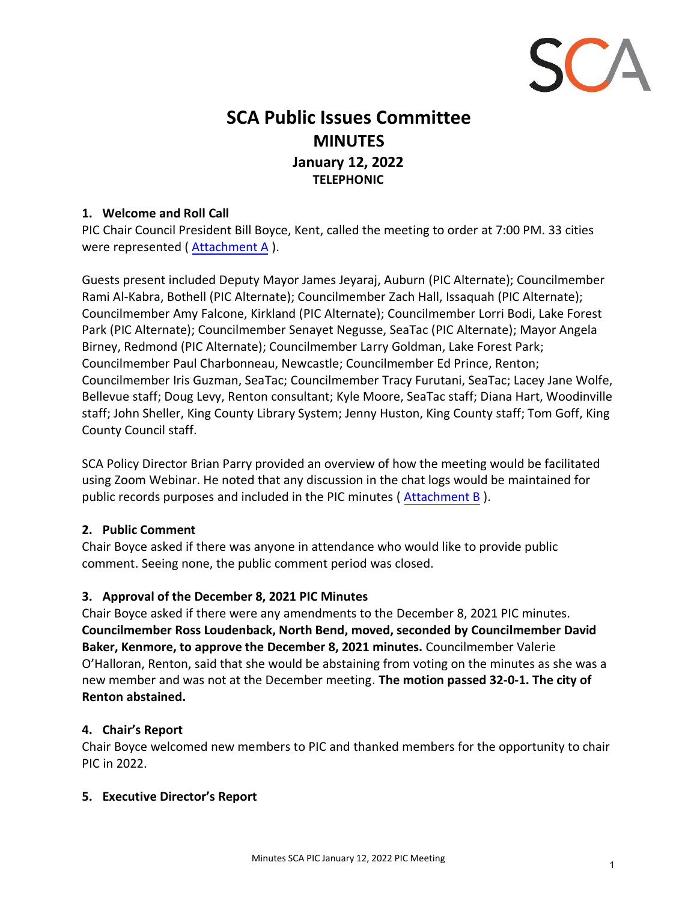# SCA Public Issues Committee
## MINUTES
### January 12, 2022
**TELEPHONIC**

### 1. Welcome and Roll Call

PIC Chair Council President Bill Boyce, Kent, called the meeting to order at 7:00 PM. 33 cities were represented ( Attachment A ).

Guests present included Deputy Mayor James Jeyaraj, Auburn (PIC Alternate); Councilmember Rami Al-Kabra, Bothell (PIC Alternate); Councilmember Zach Hall, Issaquah (PIC Alternate); Councilmember Amy Falcone, Kirkland (PIC Alternate); Councilmember Lorri Bodi, Lake Forest Park (PIC Alternate); Councilmember Senayet Negusse, SeaTac (PIC Alternate); Mayor Angela Birney, Redmond (PIC Alternate); Councilmember Larry Goldman, Lake Forest Park; Councilmember Paul Charbonneau, Newcastle; Councilmember Ed Prince, Renton; Councilmember Iris Guzman, SeaTac; Councilmember Tracy Furutani, SeaTac; Lacey Jane Wolfe, Bellevue staff; Doug Levy, Renton consultant; Kyle Moore, SeaTac staff; Diana Hart, Woodinville staff; John Sheller, King County Library System; Jenny Huston, King County staff; Tom Goff, King County Council staff.

SCA Policy Director Brian Parry provided an overview of how the meeting would be facilitated using Zoom Webinar. He noted that any discussion in the chat logs would be maintained for public records purposes and included in the PIC minutes ( Attachment B ).

### 2. Public Comment

Chair Boyce asked if there was anyone in attendance who would like to provide public comment. Seeing none, the public comment period was closed.

### 3. Approval of the December 8, 2021 PIC Minutes

Chair Boyce asked if there were any amendments to the December 8, 2021 PIC minutes. **Councilmember Ross Loudenback, North Bend, moved, seconded by Councilmember David Baker, Kenmore, to approve the December 8, 2021 minutes.** Councilmember Valerie O'Halloran, Renton, said that she would be abstaining from voting on the minutes as she was a new member and was not at the December meeting. **The motion passed 32-0-1. The city of Renton abstained.**

### 4. Chair's Report

Chair Boyce welcomed new members to PIC and thanked members for the opportunity to chair PIC in 2022.

### 5. Executive Director's Report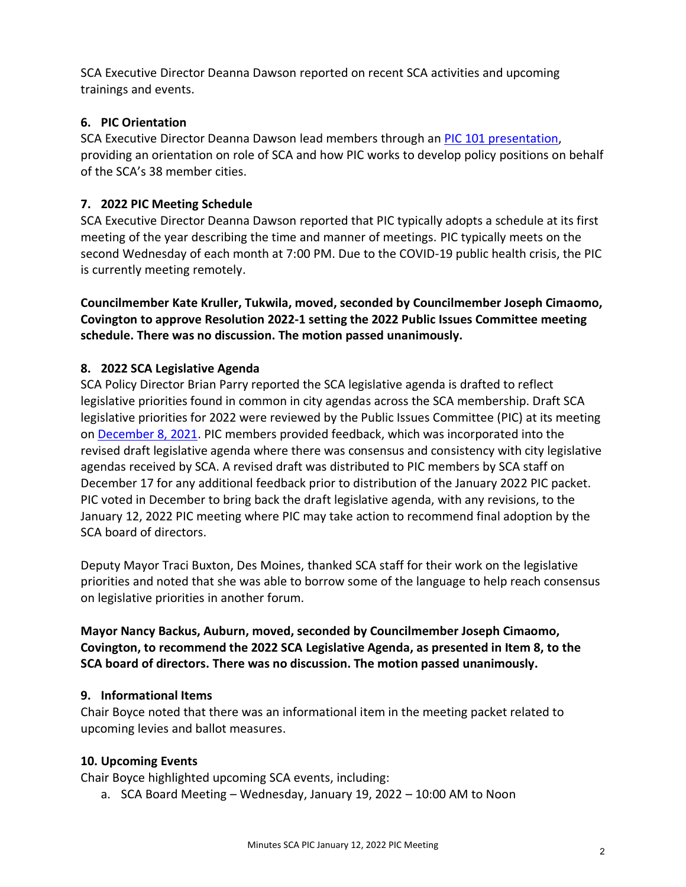SCA Executive Director Deanna Dawson reported on recent SCA activities and upcoming trainings and events.

### 6. PIC Orientation

SCA Executive Director Deanna Dawson lead members through an [PIC 101 presentation](), providing an orientation on role of SCA and how PIC works to develop policy positions on behalf of the SCA's 38 member cities.

### 7. 2022 PIC Meeting Schedule

SCA Executive Director Deanna Dawson reported that PIC typically adopts a schedule at its first meeting of the year describing the time and manner of meetings. PIC typically meets on the second Wednesday of each month at 7:00 PM. Due to the COVID-19 public health crisis, the PIC is currently meeting remotely.

**Councilmember Kate Kruller, Tukwila, moved, seconded by Councilmember Joseph Cimaomo, Covington to approve Resolution 2022-1 setting the 2022 Public Issues Committee meeting schedule. There was no discussion. The motion passed unanimously.**

### 8. 2022 SCA Legislative Agenda

SCA Policy Director Brian Parry reported the SCA legislative agenda is drafted to reflect legislative priorities found in common in city agendas across the SCA membership. Draft SCA legislative priorities for 2022 were reviewed by the Public Issues Committee (PIC) at its meeting on [December 8, 2021](). PIC members provided feedback, which was incorporated into the revised draft legislative agenda where there was consensus and consistency with city legislative agendas received by SCA. A revised draft was distributed to PIC members by SCA staff on December 17 for any additional feedback prior to distribution of the January 2022 PIC packet. PIC voted in December to bring back the draft legislative agenda, with any revisions, to the January 12, 2022 PIC meeting where PIC may take action to recommend final adoption by the SCA board of directors.

Deputy Mayor Traci Buxton, Des Moines, thanked SCA staff for their work on the legislative priorities and noted that she was able to borrow some of the language to help reach consensus on legislative priorities in another forum.

**Mayor Nancy Backus, Auburn, moved, seconded by Councilmember Joseph Cimaomo, Covington, to recommend the 2022 SCA Legislative Agenda, as presented in Item 8, to the SCA board of directors. There was no discussion. The motion passed unanimously.**

### 9. Informational Items

Chair Boyce noted that there was an informational item in the meeting packet related to upcoming levies and ballot measures.

### 10. Upcoming Events

Chair Boyce highlighted upcoming SCA events, including:

a. SCA Board Meeting – Wednesday, January 19, 2022 – 10:00 AM to Noon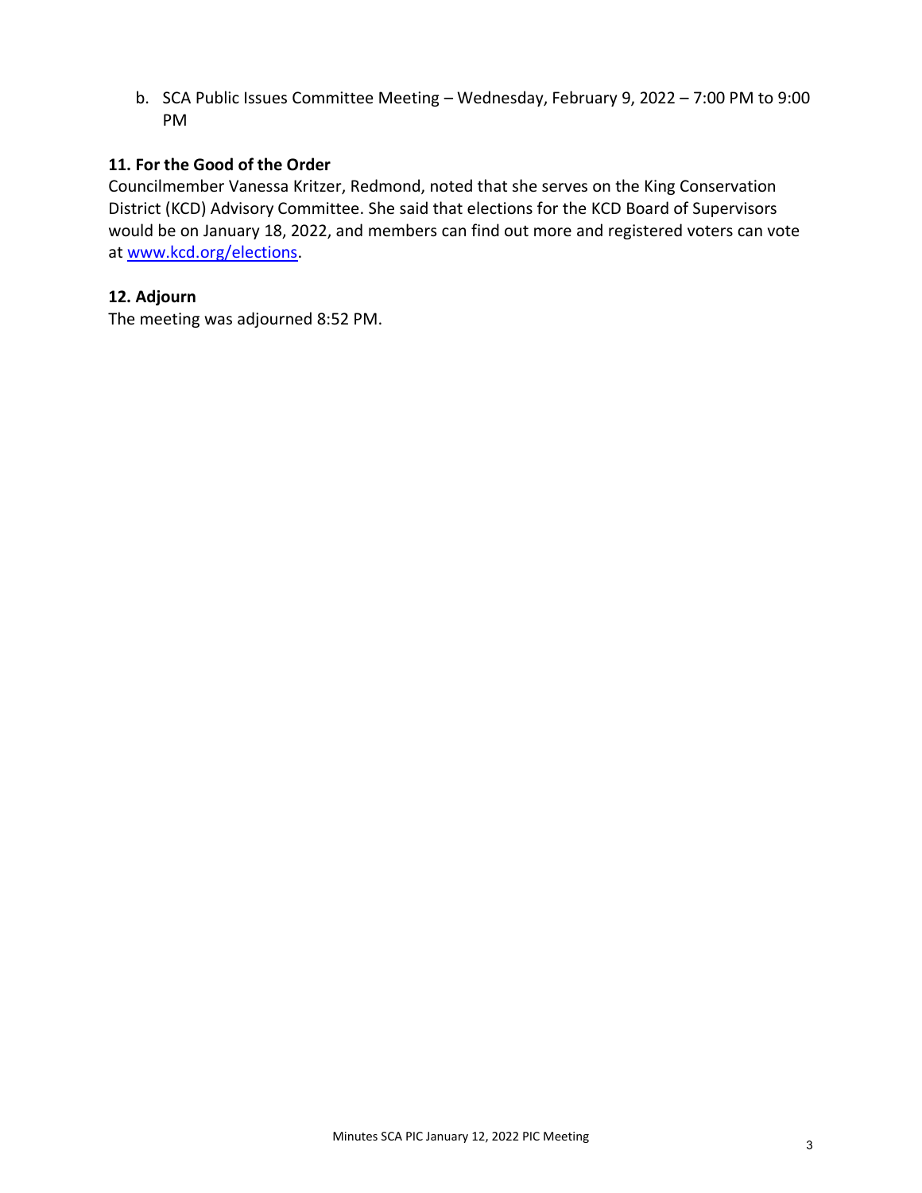b. SCA Public Issues Committee Meeting – Wednesday, February 9, 2022 – 7:00 PM to 9:00 PM

## 11. For the Good of the Order

Councilmember Vanessa Kritzer, Redmond, noted that she serves on the King Conservation District (KCD) Advisory Committee. She said that elections for the KCD Board of Supervisors would be on January 18, 2022, and members can find out more and registered voters can vote at [www.kcd.org/elections](http://www.kcd.org/elections).

## 12. Adjourn

The meeting was adjourned 8:52 PM.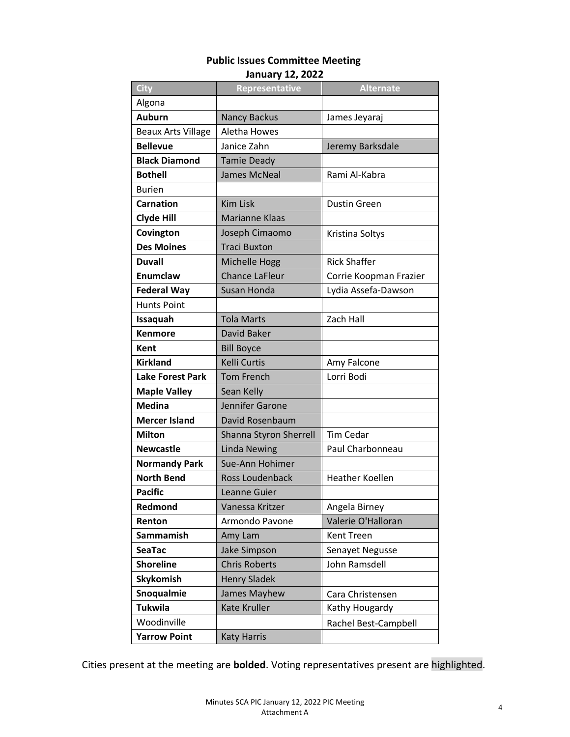**Public Issues Committee Meeting**
**January 12, 2022**

| City | Representative | Alternate |
|---|---|---|
| Algona | | |
| **Auburn** | Nancy Backus | James Jeyaraj |
| Beaux Arts Village | Aletha Howes | |
| **Bellevue** | Janice Zahn | Jeremy Barksdale |
| **Black Diamond** | Tamie Deady | |
| **Bothell** | James McNeal | Rami Al-Kabra |
| Burien | | |
| **Carnation** | Kim Lisk | Dustin Green |
| **Clyde Hill** | Marianne Klaas | |
| **Covington** | Joseph Cimaomo | Kristina Soltys |
| **Des Moines** | Traci Buxton | |
| **Duvall** | Michelle Hogg | Rick Shaffer |
| **Enumclaw** | Chance LaFleur | Corrie Koopman Frazier |
| **Federal Way** | Susan Honda | Lydia Assefa-Dawson |
| Hunts Point | | |
| **Issaquah** | Tola Marts | Zach Hall |
| **Kenmore** | David Baker | |
| **Kent** | Bill Boyce | |
| **Kirkland** | Kelli Curtis | Amy Falcone |
| **Lake Forest Park** | Tom French | Lorri Bodi |
| **Maple Valley** | Sean Kelly | |
| **Medina** | Jennifer Garone | |
| **Mercer Island** | David Rosenbaum | |
| **Milton** | Shanna Styron Sherrell | Tim Cedar |
| **Newcastle** | Linda Newing | Paul Charbonneau |
| **Normandy Park** | Sue-Ann Hohimer | |
| **North Bend** | Ross Loudenback | Heather Koellen |
| **Pacific** | Leanne Guier | |
| **Redmond** | Vanessa Kritzer | Angela Birney |
| **Renton** | Armondo Pavone | Valerie O'Halloran |
| **Sammamish** | Amy Lam | Kent Treen |
| **SeaTac** | Jake Simpson | Senayet Negusse |
| **Shoreline** | Chris Roberts | John Ramsdell |
| **Skykomish** | Henry Sladek | |
| **Snoqualmie** | James Mayhew | Cara Christensen |
| **Tukwila** | Kate Kruller | Kathy Hougardy |
| Woodinville | | Rachel Best-Campbell |
| **Yarrow Point** | Katy Harris | |

Cities present at the meeting are **bolded**. Voting representatives present are highlighted.

Minutes SCA PIC January 12, 2022 PIC Meeting
Attachment A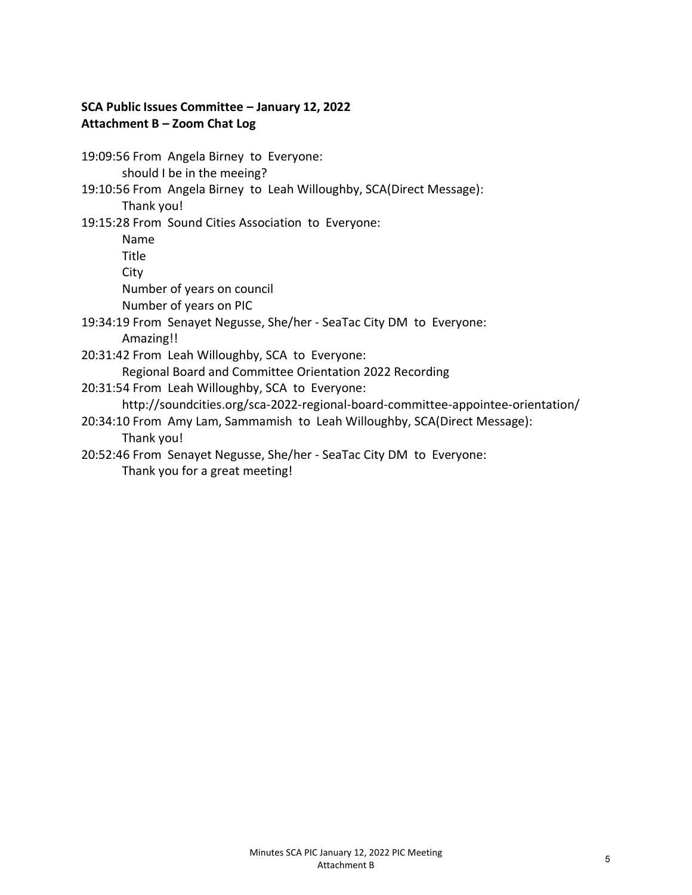**SCA Public Issues Committee – January 12, 2022**
**Attachment B – Zoom Chat Log**

19:09:56 From Angela Birney to Everyone:
should I be in the meeing?

19:10:56 From Angela Birney to Leah Willoughby, SCA(Direct Message):
Thank you!

19:15:28 From Sound Cities Association to Everyone:
Name
Title
City
Number of years on council
Number of years on PIC

19:34:19 From Senayet Negusse, She/her - SeaTac City DM to Everyone:
Amazing!!

20:31:42 From Leah Willoughby, SCA to Everyone:
Regional Board and Committee Orientation 2022 Recording

20:31:54 From Leah Willoughby, SCA to Everyone:
http://soundcities.org/sca-2022-regional-board-committee-appointee-orientation/

20:34:10 From Amy Lam, Sammamish to Leah Willoughby, SCA(Direct Message):
Thank you!

20:52:46 From Senayet Negusse, She/her - SeaTac City DM to Everyone:
Thank you for a great meeting!